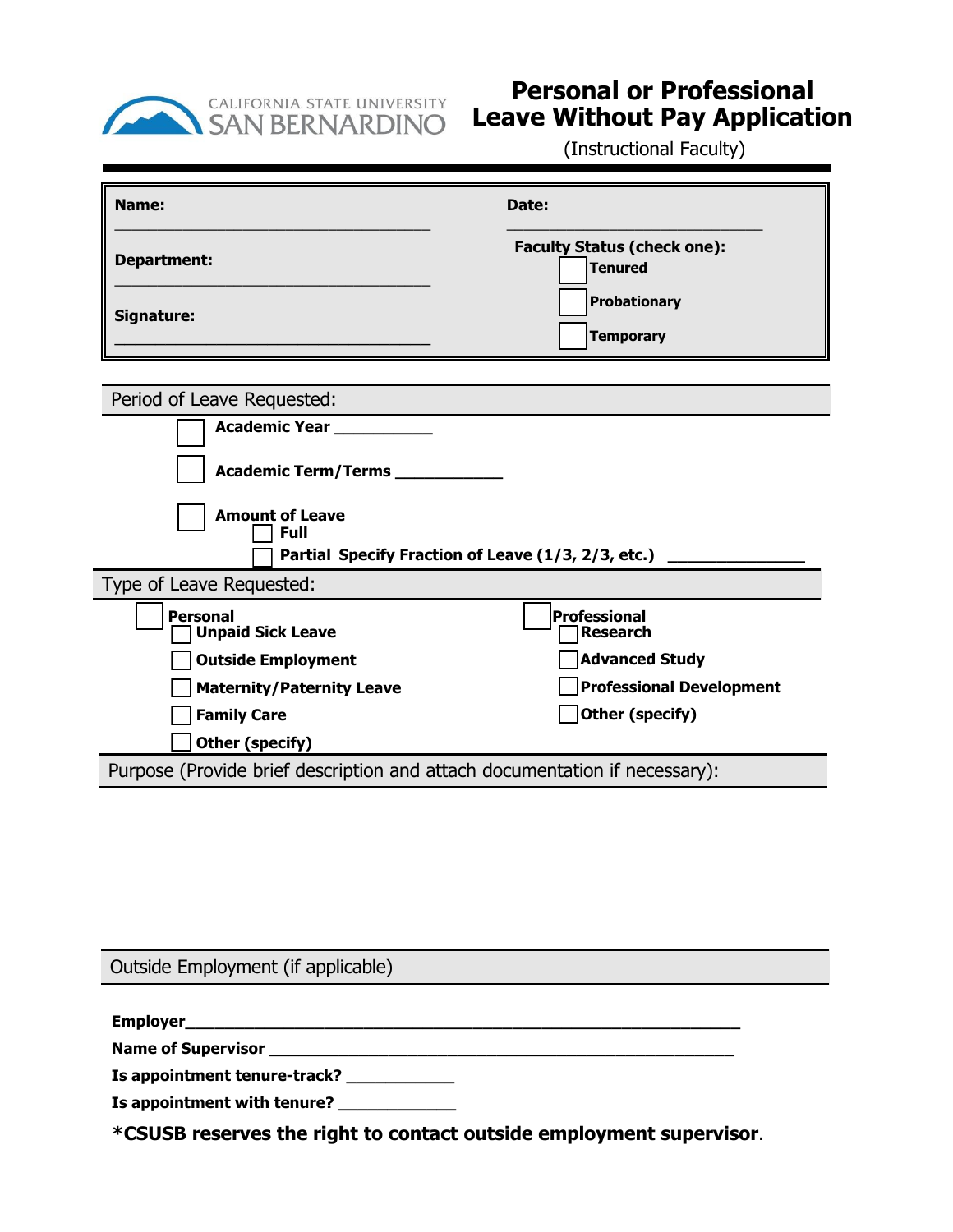CALIFORNIA STATE UNIVERSITY SAN BERNARDINO

# Personal or Professional Leave Without Pay Application

(Instructional Faculty)

**Name:** ______________________________

**Date:** ______________________________

**Department:** ______________________________

**Faculty Status (check one):**
- ☐ **Tenured**
- ☐ **Probationary**
- ☐ **Temporary**

**Signature:** ______________________________

## Period of Leave Requested:

- ☐ **Academic Year** __________
- ☐ **Academic Term/Terms** ___________
- ☐ **Amount of Leave**
  - ☐ **Full**
  - ☐ **Partial Specify Fraction of Leave (1/3, 2/3, etc.)** ______________

## Type of Leave Requested:

- ☐ **Personal**
  - ☐ **Unpaid Sick Leave**
  - ☐ **Outside Employment**
  - ☐ **Maternity/Paternity Leave**
  - ☐ **Family Care**
  - ☐ **Other (specify)**
- ☐ **Professional**
  - ☐ **Research**
  - ☐ **Advanced Study**
  - ☐ **Professional Development**
  - ☐ **Other (specify)**

## Purpose (Provide brief description and attach documentation if necessary):

## Outside Employment (if applicable)

**Employer**______________________________________________________________

**Name of Supervisor** ____________________________________________________

**Is appointment tenure-track?** ___________

**Is appointment with tenure?** ____________

**\*CSUSB reserves the right to contact outside employment supervisor**.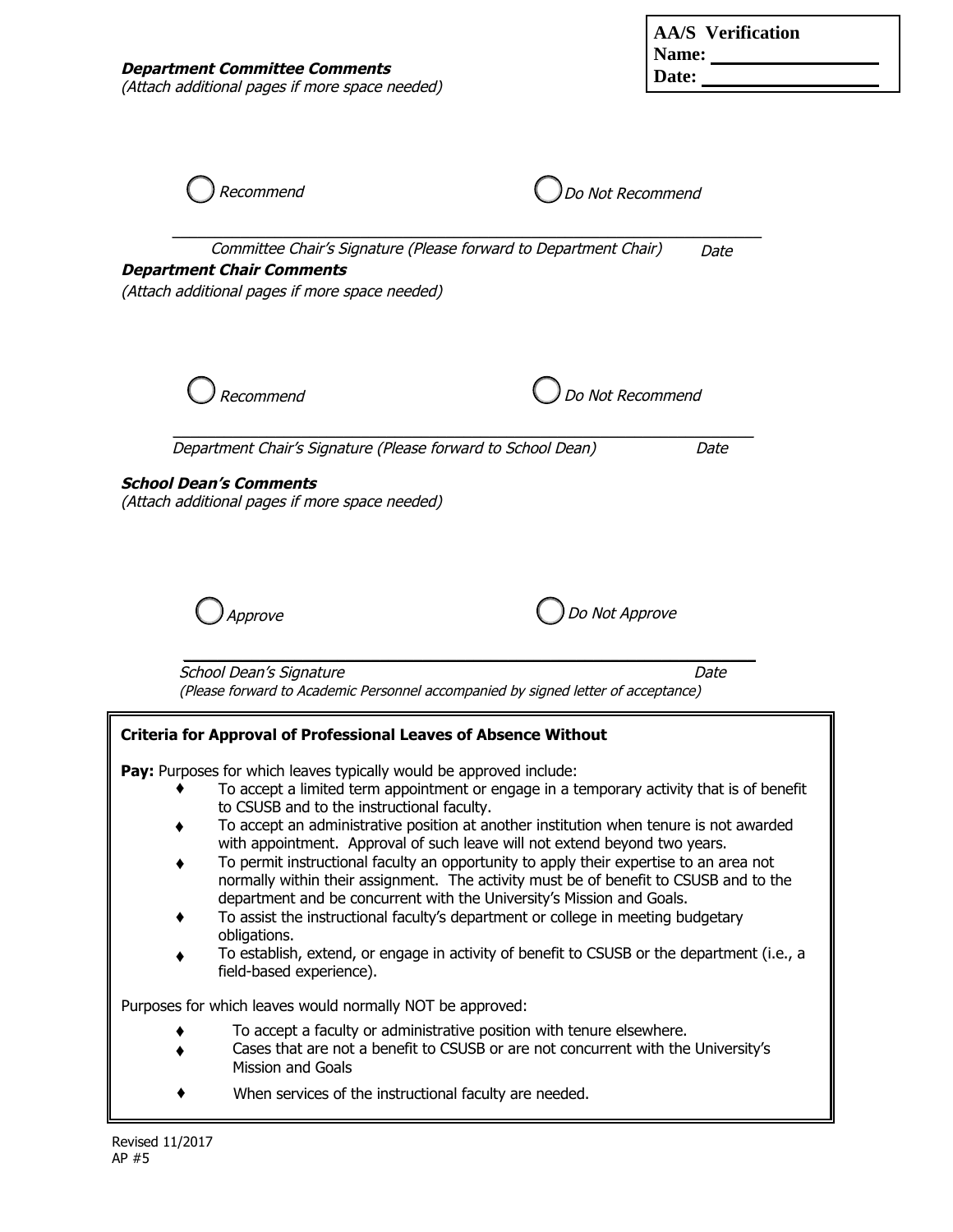**AA/S Verification**
**Name:** ____________________
**Date:** ____________________

***Department Committee Comments***
*(Attach additional pages if more space needed)*

◯ *Recommend* ◯ *Do Not Recommend*

_______________________________________________
*Committee Chair's Signature (Please forward to Department Chair)* *Date*

***Department Chair Comments***
*(Attach additional pages if more space needed)*

◯ *Recommend* ◯ *Do Not Recommend*

_______________________________________________
*Department Chair's Signature (Please forward to School Dean)* *Date*

***School Dean's Comments***
*(Attach additional pages if more space needed)*

◯ *Approve* ◯ *Do Not Approve*

_______________________________________________
*School Dean's Signature* *Date*
*(Please forward to Academic Personnel accompanied by signed letter of acceptance)*

**Criteria for Approval of Professional Leaves of Absence Without Pay:** Purposes for which leaves typically would be approved include:

- To accept a limited term appointment or engage in a temporary activity that is of benefit to CSUSB and to the instructional faculty.
- To accept an administrative position at another institution when tenure is not awarded with appointment. Approval of such leave will not extend beyond two years.
- To permit instructional faculty an opportunity to apply their expertise to an area not normally within their assignment. The activity must be of benefit to CSUSB and to the department and be concurrent with the University's Mission and Goals.
- To assist the instructional faculty's department or college in meeting budgetary obligations.
- To establish, extend, or engage in activity of benefit to CSUSB or the department (i.e., a field-based experience).

Purposes for which leaves would normally NOT be approved:

- To accept a faculty or administrative position with tenure elsewhere.
- Cases that are not a benefit to CSUSB or are not concurrent with the University's Mission and Goals
- When services of the instructional faculty are needed.

Revised 11/2017
AP #5